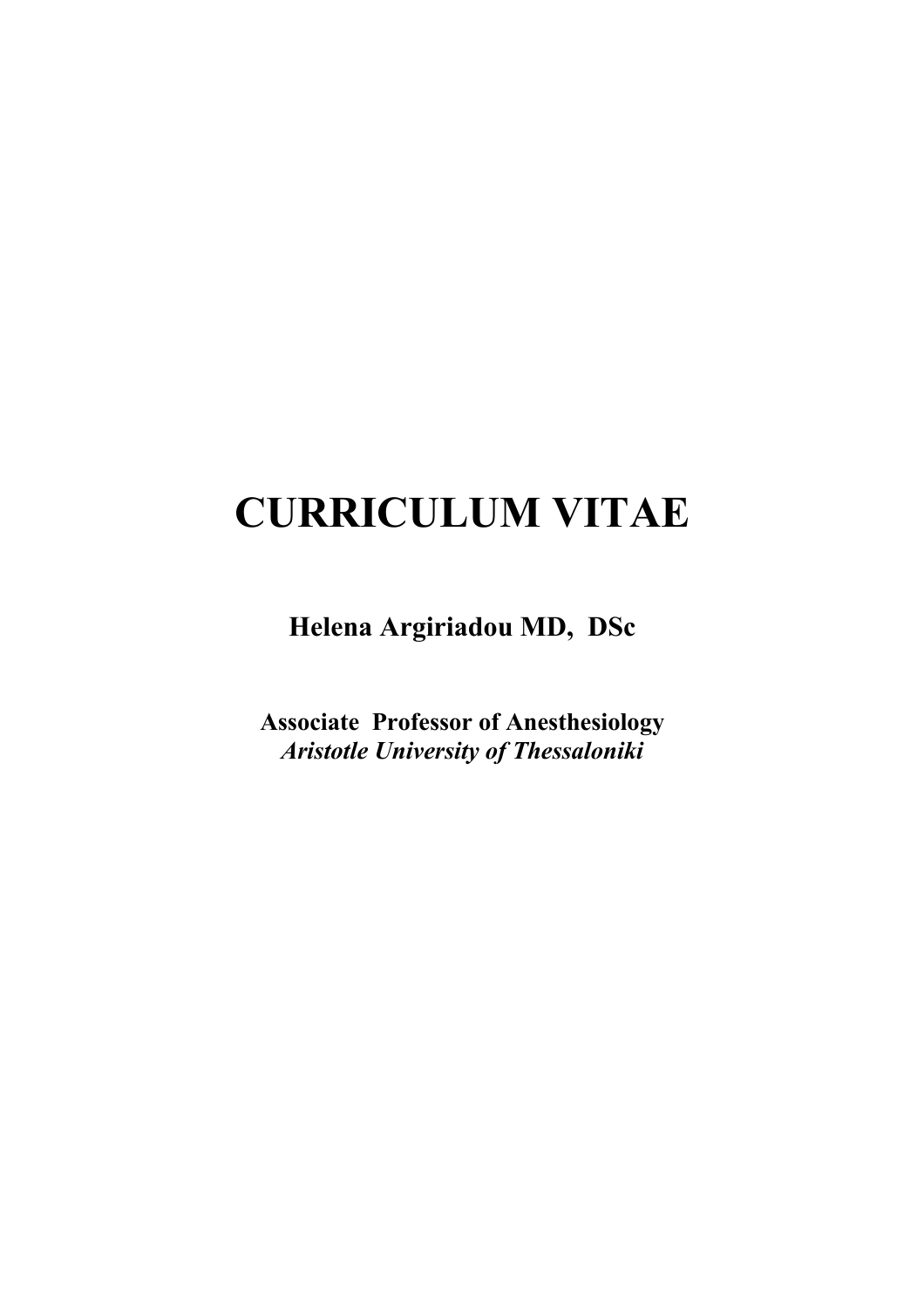# CURRICULUM VITAE

**Helena Argiriadou MD, DSc**

**Associate Professor of Anesthesiology**
***Aristotle University of Thessaloniki***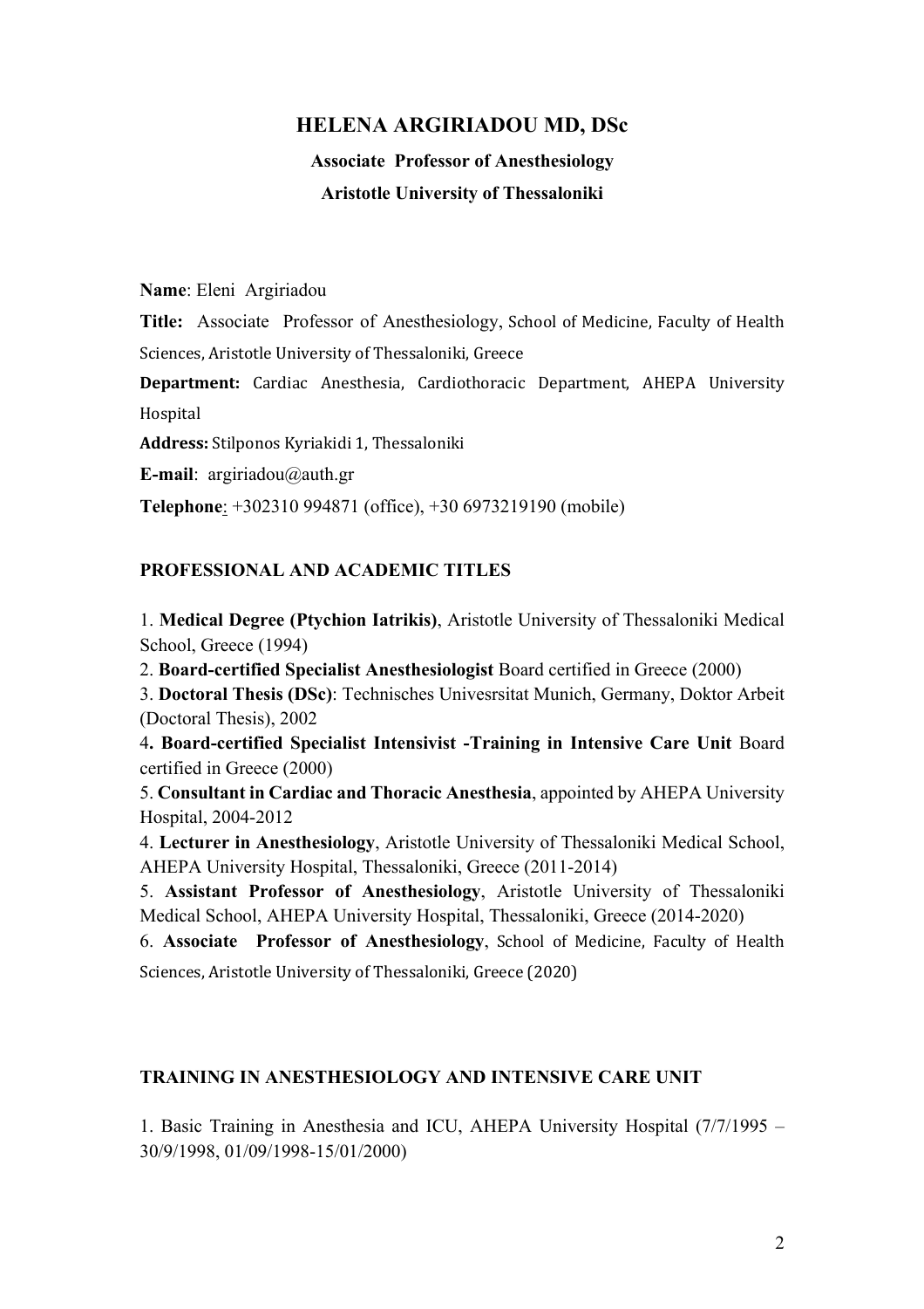# HELENA ARGIRIADOU MD, DSc

**Associate Professor of Anesthesiology**

**Aristotle University of Thessaloniki**

**Name**: Eleni Argiriadou

**Title:** Associate Professor of Anesthesiology, School of Medicine, Faculty of Health Sciences, Aristotle University of Thessaloniki, Greece

**Department:** Cardiac Anesthesia, Cardiothoracic Department, AHEPA University Hospital

**Address:** Stilponos Kyriakidi 1, Thessaloniki

**E-mail**: argiriadou@auth.gr

**Telephone**: +302310 994871 (office), +30 6973219190 (mobile)

## PROFESSIONAL AND ACADEMIC TITLES

1. **Medical Degree (Ptychion Iatrikis)**, Aristotle University of Thessaloniki Medical School, Greece (1994)
2. **Board-certified Specialist Anesthesiologist** Board certified in Greece (2000)
3. **Doctoral Thesis (DSc)**: Technisches Univesrsitat Munich, Germany, Doktor Arbeit (Doctoral Thesis), 2002
4. **Board-certified Specialist Intensivist -Training in Intensive Care Unit** Board certified in Greece (2000)
5. **Consultant in Cardiac and Thoracic Anesthesia**, appointed by AHEPA University Hospital, 2004-2012
4. **Lecturer in Anesthesiology**, Aristotle University of Thessaloniki Medical School, AHEPA University Hospital, Thessaloniki, Greece (2011-2014)
5. **Assistant Professor of Anesthesiology**, Aristotle University of Thessaloniki Medical School, AHEPA University Hospital, Thessaloniki, Greece (2014-2020)
6. **Associate Professor of Anesthesiology**, School of Medicine, Faculty of Health Sciences, Aristotle University of Thessaloniki, Greece (2020)

## TRAINING IN ANESTHESIOLOGY AND INTENSIVE CARE UNIT

1. Basic Training in Anesthesia and ICU, AHEPA University Hospital (7/7/1995 – 30/9/1998, 01/09/1998-15/01/2000)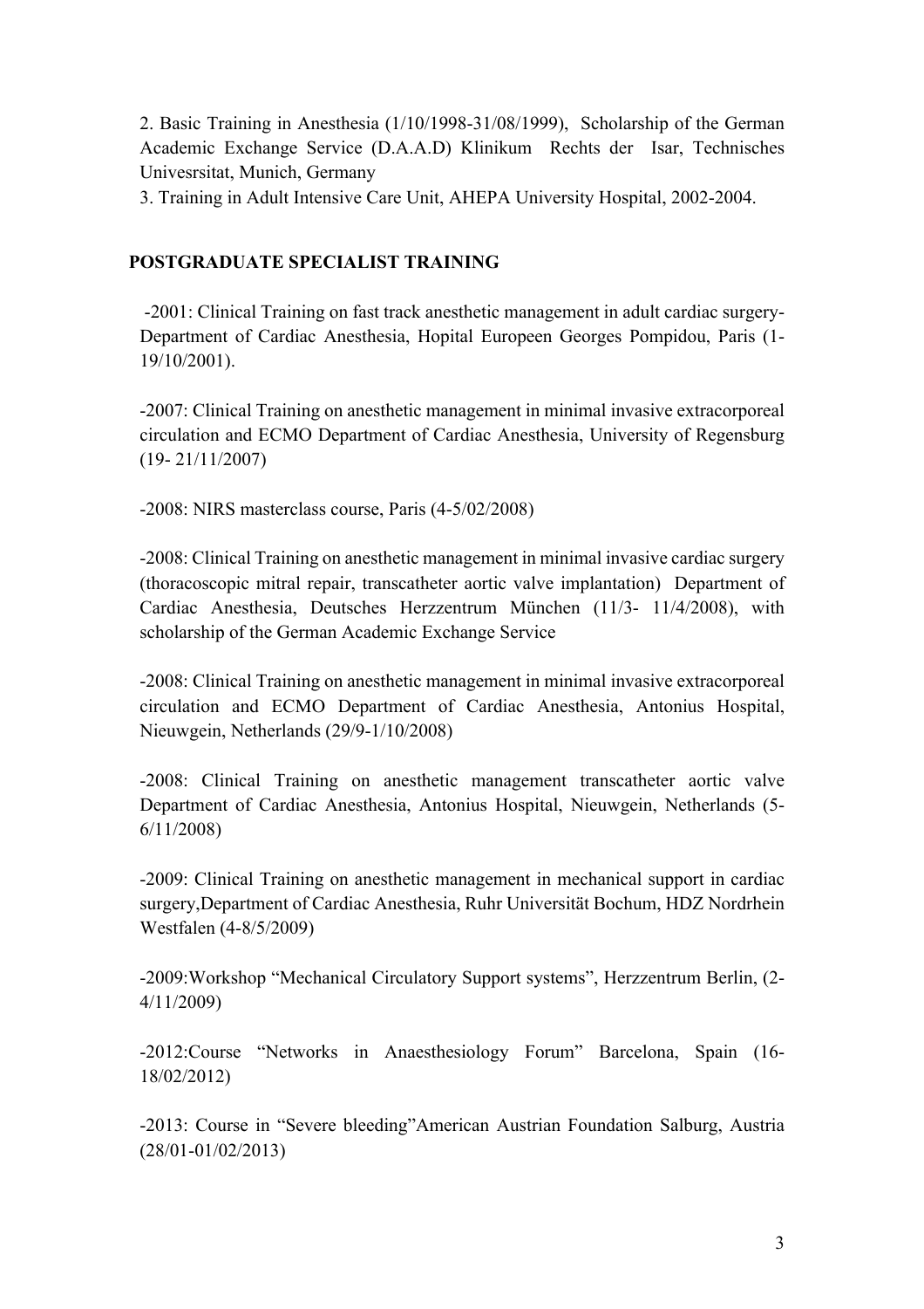2. Basic Training in Anesthesia (1/10/1998-31/08/1999), Scholarship of the German Academic Exchange Service (D.A.A.D) Klinikum Rechts der Isar, Technisches Univesrsitat, Munich, Germany

3. Training in Adult Intensive Care Unit, AHEPA University Hospital, 2002-2004.

## POSTGRADUATE SPECIALIST TRAINING

-2001: Clinical Training on fast track anesthetic management in adult cardiac surgery- Department of Cardiac Anesthesia, Hopital Europeen Georges Pompidou, Paris (1-19/10/2001).

-2007: Clinical Training on anesthetic management in minimal invasive extracorporeal circulation and ECMO Department of Cardiac Anesthesia, University of Regensburg (19- 21/11/2007)

-2008: NIRS masterclass course, Paris (4-5/02/2008)

-2008: Clinical Training on anesthetic management in minimal invasive cardiac surgery (thoracoscopic mitral repair, transcatheter aortic valve implantation) Department of Cardiac Anesthesia, Deutsches Herzzentrum München (11/3- 11/4/2008), with scholarship of the German Academic Exchange Service

-2008: Clinical Training on anesthetic management in minimal invasive extracorporeal circulation and ECMO Department of Cardiac Anesthesia, Antonius Hospital, Nieuwgein, Netherlands (29/9-1/10/2008)

-2008: Clinical Training on anesthetic management transcatheter aortic valve Department of Cardiac Anesthesia, Antonius Hospital, Nieuwgein, Netherlands (5-6/11/2008)

-2009: Clinical Training on anesthetic management in mechanical support in cardiac surgery,Department of Cardiac Anesthesia, Ruhr Universität Bochum, HDZ Nordrhein Westfalen (4-8/5/2009)

-2009:Workshop "Mechanical Circulatory Support systems", Herzzentrum Berlin, (2-4/11/2009)

-2012:Course "Networks in Anaesthesiology Forum" Barcelona, Spain (16-18/02/2012)

-2013: Course in "Severe bleeding"American Austrian Foundation Salburg, Austria (28/01-01/02/2013)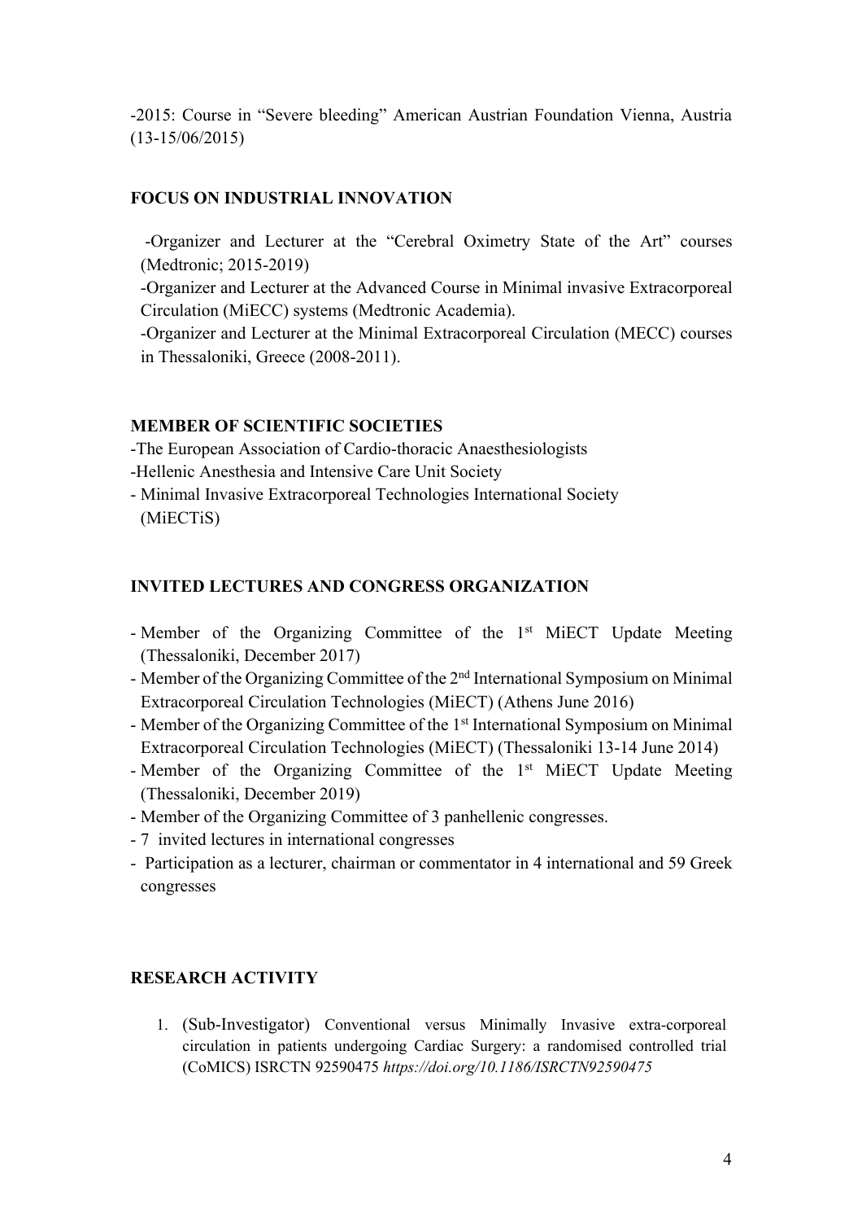-2015: Course in "Severe bleeding" American Austrian Foundation Vienna, Austria (13-15/06/2015)

**FOCUS ON INDUSTRIAL INNOVATION**

-Organizer and Lecturer at the "Cerebral Oximetry State of the Art" courses (Medtronic; 2015-2019)

-Organizer and Lecturer at the Advanced Course in Minimal invasive Extracorporeal Circulation (MiECC) systems (Medtronic Academia).

-Organizer and Lecturer at the Minimal Extracorporeal Circulation (MECC) courses in Thessaloniki, Greece (2008-2011).

**MEMBER OF SCIENTIFIC SOCIETIES**

-The European Association of Cardio-thoracic Anaesthesiologists

-Hellenic Anesthesia and Intensive Care Unit Society

- Minimal Invasive Extracorporeal Technologies International Society (MiECTiS)

**INVITED LECTURES AND CONGRESS ORGANIZATION**

- Member of the Organizing Committee of the 1st MiECT Update Meeting (Thessaloniki, December 2017)
- Member of the Organizing Committee of the 2nd International Symposium on Minimal Extracorporeal Circulation Technologies (MiECT) (Athens June 2016)
- Member of the Organizing Committee of the 1st International Symposium on Minimal Extracorporeal Circulation Technologies (MiECT) (Thessaloniki 13-14 June 2014)
- Member of the Organizing Committee of the 1st MiECT Update Meeting (Thessaloniki, December 2019)
- Member of the Organizing Committee of 3 panhellenic congresses.
- 7 invited lectures in international congresses
- Participation as a lecturer, chairman or commentator in 4 international and 59 Greek congresses

**RESEARCH ACTIVITY**

1. (Sub-Investigator) Conventional versus Minimally Invasive extra-corporeal circulation in patients undergoing Cardiac Surgery: a randomised controlled trial (CoMICS) ISRCTN 92590475 *https://doi.org/10.1186/ISRCTN92590475*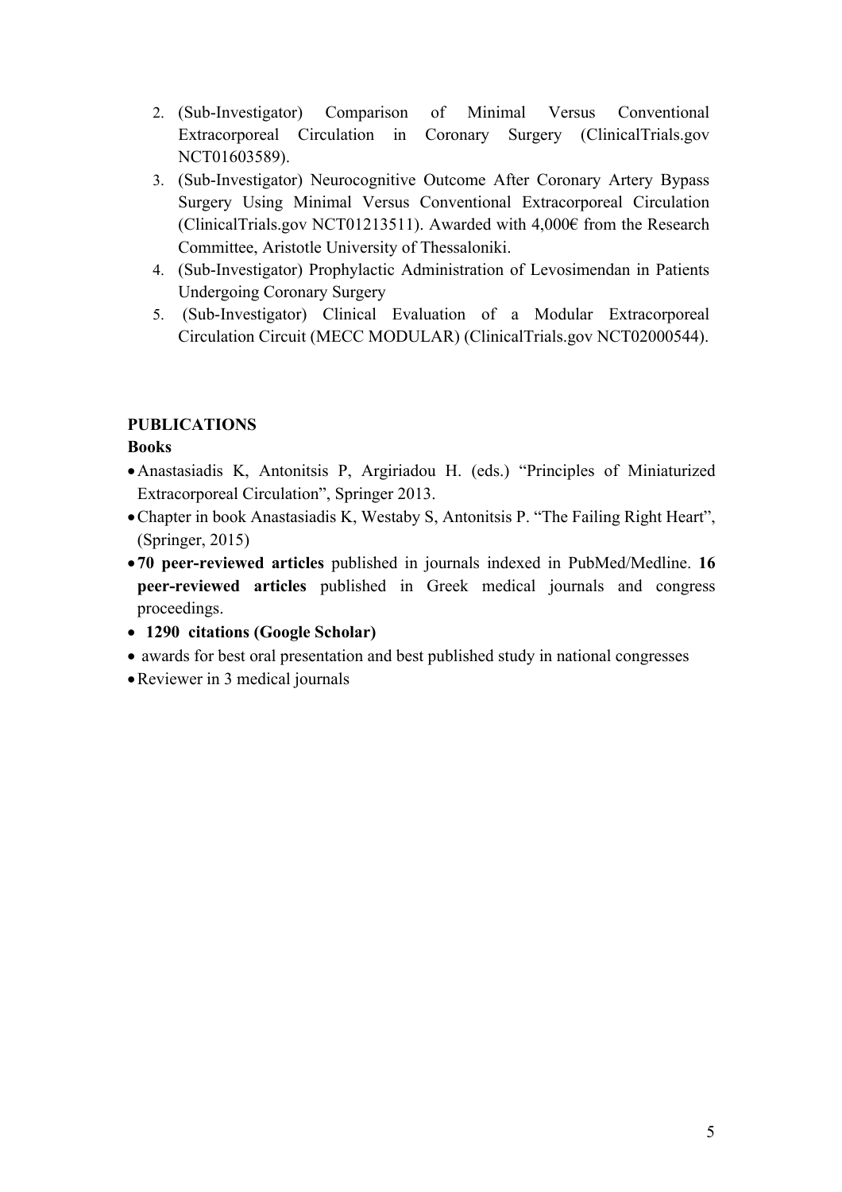2. (Sub-Investigator) Comparison of Minimal Versus Conventional Extracorporeal Circulation in Coronary Surgery (ClinicalTrials.gov NCT01603589).
3. (Sub-Investigator) Neurocognitive Outcome After Coronary Artery Bypass Surgery Using Minimal Versus Conventional Extracorporeal Circulation (ClinicalTrials.gov NCT01213511). Awarded with 4,000€ from the Research Committee, Aristotle University of Thessaloniki.
4. (Sub-Investigator) Prophylactic Administration of Levosimendan in Patients Undergoing Coronary Surgery
5. (Sub-Investigator) Clinical Evaluation of a Modular Extracorporeal Circulation Circuit (MECC MODULAR) (ClinicalTrials.gov NCT02000544).

**PUBLICATIONS**

**Books**

- Anastasiadis K, Antonitsis P, Argiriadou H. (eds.) "Principles of Miniaturized Extracorporeal Circulation", Springer 2013.
- Chapter in book Anastasiadis K, Westaby S, Antonitsis P. "The Failing Right Heart", (Springer, 2015)
- **70 peer-reviewed articles** published in journals indexed in PubMed/Medline. **16 peer-reviewed articles** published in Greek medical journals and congress proceedings.
- **1290 citations (Google Scholar)**
- awards for best oral presentation and best published study in national congresses
- Reviewer in 3 medical journals